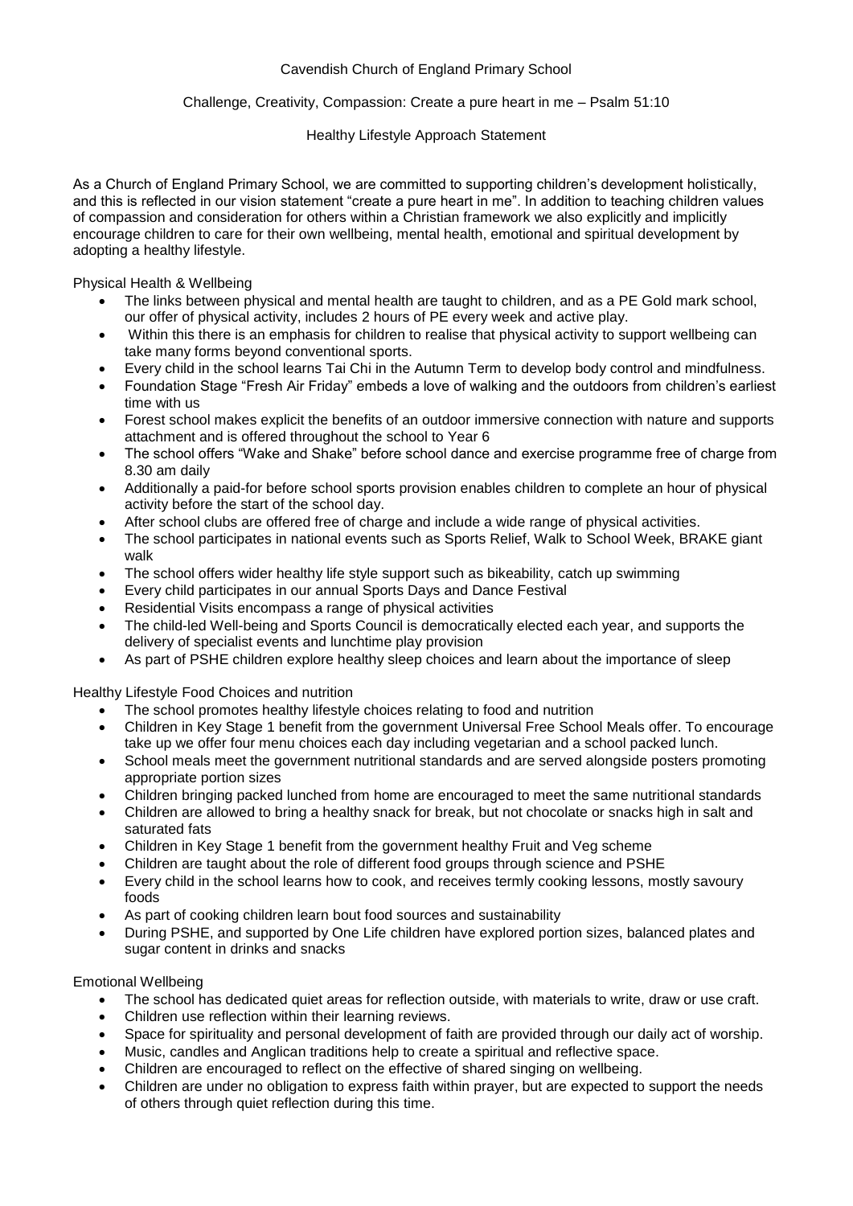# Cavendish Church of England Primary School

## Challenge, Creativity, Compassion: Create a pure heart in me – Psalm 51:10

## Healthy Lifestyle Approach Statement

As a Church of England Primary School, we are committed to supporting children's development holistically, and this is reflected in our vision statement "create a pure heart in me". In addition to teaching children values of compassion and consideration for others within a Christian framework we also explicitly and implicitly encourage children to care for their own wellbeing, mental health, emotional and spiritual development by adopting a healthy lifestyle.

### Physical Health & Wellbeing

- The links between physical and mental health are taught to children, and as a PE Gold mark school, our offer of physical activity, includes 2 hours of PE every week and active play.
- Within this there is an emphasis for children to realise that physical activity to support wellbeing can take many forms beyond conventional sports.
- Every child in the school learns Tai Chi in the Autumn Term to develop body control and mindfulness.
- Foundation Stage "Fresh Air Friday" embeds a love of walking and the outdoors from children's earliest time with us
- Forest school makes explicit the benefits of an outdoor immersive connection with nature and supports attachment and is offered throughout the school to Year 6
- The school offers "Wake and Shake" before school dance and exercise programme free of charge from 8.30 am daily
- Additionally a paid-for before school sports provision enables children to complete an hour of physical activity before the start of the school day.
- After school clubs are offered free of charge and include a wide range of physical activities.
- The school participates in national events such as Sports Relief, Walk to School Week, BRAKE giant walk
- The school offers wider healthy life style support such as bikeability, catch up swimming
- Every child participates in our annual Sports Days and Dance Festival
- Residential Visits encompass a range of physical activities
- The child-led Well-being and Sports Council is democratically elected each year, and supports the delivery of specialist events and lunchtime play provision
- As part of PSHE children explore healthy sleep choices and learn about the importance of sleep

### Healthy Lifestyle Food Choices and nutrition

- The school promotes healthy lifestyle choices relating to food and nutrition
- Children in Key Stage 1 benefit from the government Universal Free School Meals offer. To encourage take up we offer four menu choices each day including vegetarian and a school packed lunch.
- School meals meet the government nutritional standards and are served alongside posters promoting appropriate portion sizes
- Children bringing packed lunched from home are encouraged to meet the same nutritional standards
- Children are allowed to bring a healthy snack for break, but not chocolate or snacks high in salt and saturated fats
- Children in Key Stage 1 benefit from the government healthy Fruit and Veg scheme
- Children are taught about the role of different food groups through science and PSHE
- Every child in the school learns how to cook, and receives termly cooking lessons, mostly savoury foods
- As part of cooking children learn bout food sources and sustainability
- During PSHE, and supported by One Life children have explored portion sizes, balanced plates and sugar content in drinks and snacks

### Emotional Wellbeing

- The school has dedicated quiet areas for reflection outside, with materials to write, draw or use craft.
- Children use reflection within their learning reviews.
- Space for spirituality and personal development of faith are provided through our daily act of worship.
- Music, candles and Anglican traditions help to create a spiritual and reflective space.
- Children are encouraged to reflect on the effective of shared singing on wellbeing.
- Children are under no obligation to express faith within prayer, but are expected to support the needs of others through quiet reflection during this time.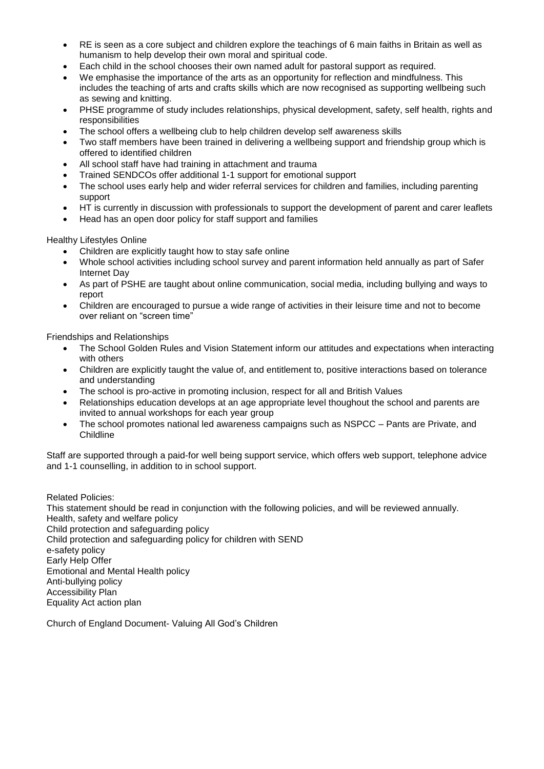- RE is seen as a core subject and children explore the teachings of 6 main faiths in Britain as well as humanism to help develop their own moral and spiritual code.
- Each child in the school chooses their own named adult for pastoral support as required.
- We emphasise the importance of the arts as an opportunity for reflection and mindfulness. This includes the teaching of arts and crafts skills which are now recognised as supporting wellbeing such as sewing and knitting.
- PHSE programme of study includes relationships, physical development, safety, self health, rights and responsibilities
- The school offers a wellbeing club to help children develop self awareness skills
- Two staff members have been trained in delivering a wellbeing support and friendship group which is offered to identified children
- All school staff have had training in attachment and trauma
- Trained SENDCOs offer additional 1-1 support for emotional support
- The school uses early help and wider referral services for children and families, including parenting support
- HT is currently in discussion with professionals to support the development of parent and carer leaflets
- Head has an open door policy for staff support and families

Healthy Lifestyles Online

- Children are explicitly taught how to stay safe online
- Whole school activities including school survey and parent information held annually as part of Safer Internet Day
- As part of PSHE are taught about online communication, social media, including bullying and ways to report
- Children are encouraged to pursue a wide range of activities in their leisure time and not to become over reliant on "screen time"

Friendships and Relationships

- The School Golden Rules and Vision Statement inform our attitudes and expectations when interacting with others
- Children are explicitly taught the value of, and entitlement to, positive interactions based on tolerance and understanding
- The school is pro-active in promoting inclusion, respect for all and British Values
- Relationships education develops at an age appropriate level thoughout the school and parents are invited to annual workshops for each year group
- The school promotes national led awareness campaigns such as NSPCC – Pants are Private, and Childline

Staff are supported through a paid-for well being support service, which offers web support, telephone advice and 1-1 counselling, in addition to in school support.

Related Policies:
This statement should be read in conjunction with the following policies, and will be reviewed annually.
Health, safety and welfare policy
Child protection and safeguarding policy
Child protection and safeguarding policy for children with SEND
e-safety policy
Early Help Offer
Emotional and Mental Health policy
Anti-bullying policy
Accessibility Plan
Equality Act action plan

Church of England Document- Valuing All God's Children